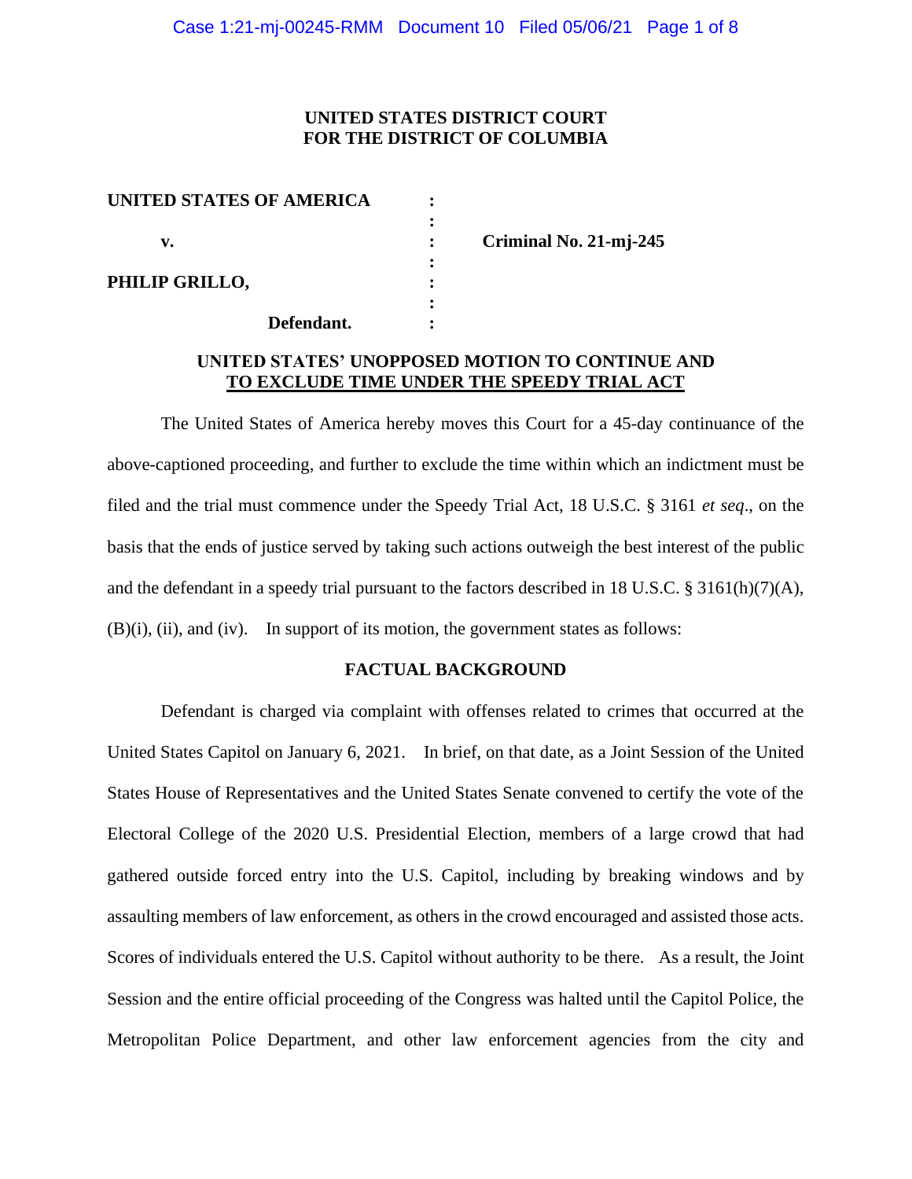**UNITED STATES DISTRICT COURT**
**FOR THE DISTRICT OF COLUMBIA**

| | | |
|---|---|---|
| **UNITED STATES OF AMERICA** | : | |
| | : | |
| **v.** | : | **Criminal No. 21-mj-245** |
| | : | |
| **PHILIP GRILLO,** | : | |
| | : | |
| **Defendant.** | : | |

**UNITED STATES' UNOPPOSED MOTION TO CONTINUE AND TO EXCLUDE TIME UNDER THE SPEEDY TRIAL ACT**

The United States of America hereby moves this Court for a 45-day continuance of the above-captioned proceeding, and further to exclude the time within which an indictment must be filed and the trial must commence under the Speedy Trial Act, 18 U.S.C. § 3161 *et seq*., on the basis that the ends of justice served by taking such actions outweigh the best interest of the public and the defendant in a speedy trial pursuant to the factors described in 18 U.S.C. § 3161(h)(7)(A), (B)(i), (ii), and (iv). In support of its motion, the government states as follows:

**FACTUAL BACKGROUND**

Defendant is charged via complaint with offenses related to crimes that occurred at the United States Capitol on January 6, 2021. In brief, on that date, as a Joint Session of the United States House of Representatives and the United States Senate convened to certify the vote of the Electoral College of the 2020 U.S. Presidential Election, members of a large crowd that had gathered outside forced entry into the U.S. Capitol, including by breaking windows and by assaulting members of law enforcement, as others in the crowd encouraged and assisted those acts. Scores of individuals entered the U.S. Capitol without authority to be there. As a result, the Joint Session and the entire official proceeding of the Congress was halted until the Capitol Police, the Metropolitan Police Department, and other law enforcement agencies from the city and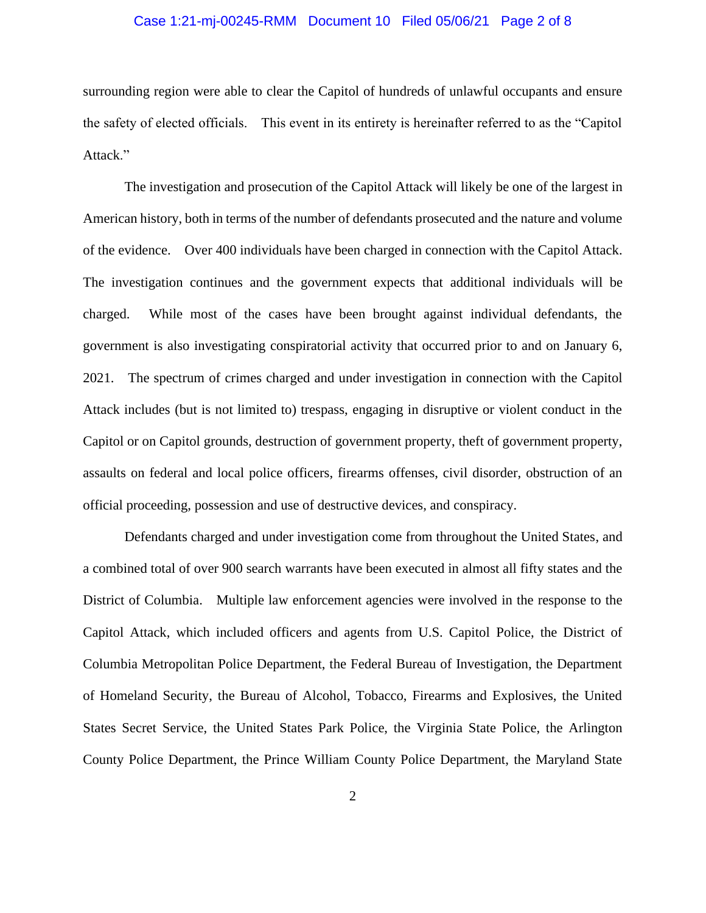surrounding region were able to clear the Capitol of hundreds of unlawful occupants and ensure the safety of elected officials. This event in its entirety is hereinafter referred to as the "Capitol Attack."

The investigation and prosecution of the Capitol Attack will likely be one of the largest in American history, both in terms of the number of defendants prosecuted and the nature and volume of the evidence. Over 400 individuals have been charged in connection with the Capitol Attack. The investigation continues and the government expects that additional individuals will be charged. While most of the cases have been brought against individual defendants, the government is also investigating conspiratorial activity that occurred prior to and on January 6, 2021. The spectrum of crimes charged and under investigation in connection with the Capitol Attack includes (but is not limited to) trespass, engaging in disruptive or violent conduct in the Capitol or on Capitol grounds, destruction of government property, theft of government property, assaults on federal and local police officers, firearms offenses, civil disorder, obstruction of an official proceeding, possession and use of destructive devices, and conspiracy.

Defendants charged and under investigation come from throughout the United States, and a combined total of over 900 search warrants have been executed in almost all fifty states and the District of Columbia. Multiple law enforcement agencies were involved in the response to the Capitol Attack, which included officers and agents from U.S. Capitol Police, the District of Columbia Metropolitan Police Department, the Federal Bureau of Investigation, the Department of Homeland Security, the Bureau of Alcohol, Tobacco, Firearms and Explosives, the United States Secret Service, the United States Park Police, the Virginia State Police, the Arlington County Police Department, the Prince William County Police Department, the Maryland State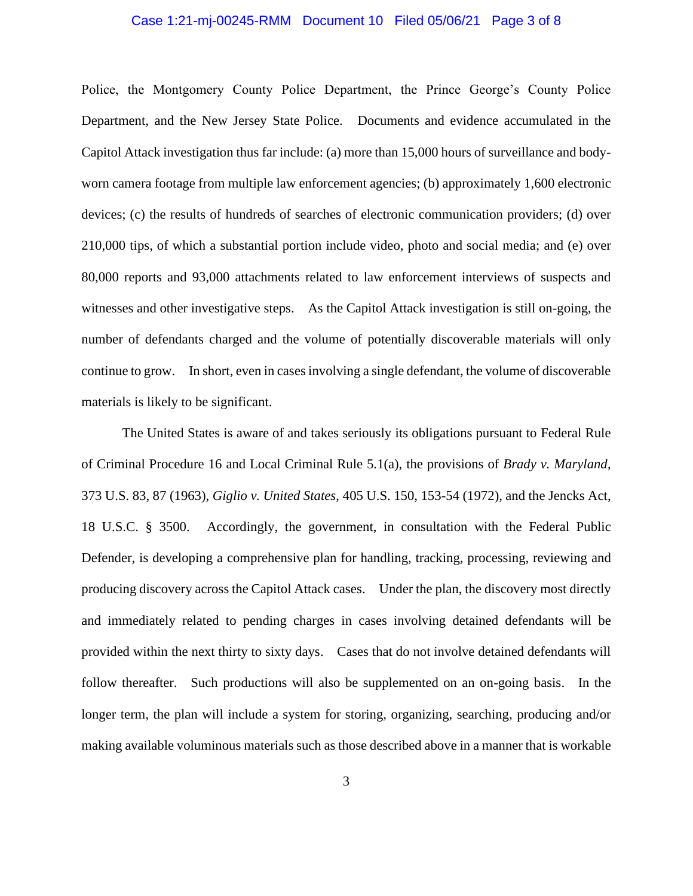Police, the Montgomery County Police Department, the Prince George's County Police Department, and the New Jersey State Police. Documents and evidence accumulated in the Capitol Attack investigation thus far include: (a) more than 15,000 hours of surveillance and body-worn camera footage from multiple law enforcement agencies; (b) approximately 1,600 electronic devices; (c) the results of hundreds of searches of electronic communication providers; (d) over 210,000 tips, of which a substantial portion include video, photo and social media; and (e) over 80,000 reports and 93,000 attachments related to law enforcement interviews of suspects and witnesses and other investigative steps. As the Capitol Attack investigation is still on-going, the number of defendants charged and the volume of potentially discoverable materials will only continue to grow. In short, even in cases involving a single defendant, the volume of discoverable materials is likely to be significant.

The United States is aware of and takes seriously its obligations pursuant to Federal Rule of Criminal Procedure 16 and Local Criminal Rule 5.1(a), the provisions of *Brady v. Maryland*, 373 U.S. 83, 87 (1963), *Giglio v. United States*, 405 U.S. 150, 153-54 (1972), and the Jencks Act, 18 U.S.C. § 3500. Accordingly, the government, in consultation with the Federal Public Defender, is developing a comprehensive plan for handling, tracking, processing, reviewing and producing discovery across the Capitol Attack cases. Under the plan, the discovery most directly and immediately related to pending charges in cases involving detained defendants will be provided within the next thirty to sixty days. Cases that do not involve detained defendants will follow thereafter. Such productions will also be supplemented on an on-going basis. In the longer term, the plan will include a system for storing, organizing, searching, producing and/or making available voluminous materials such as those described above in a manner that is workable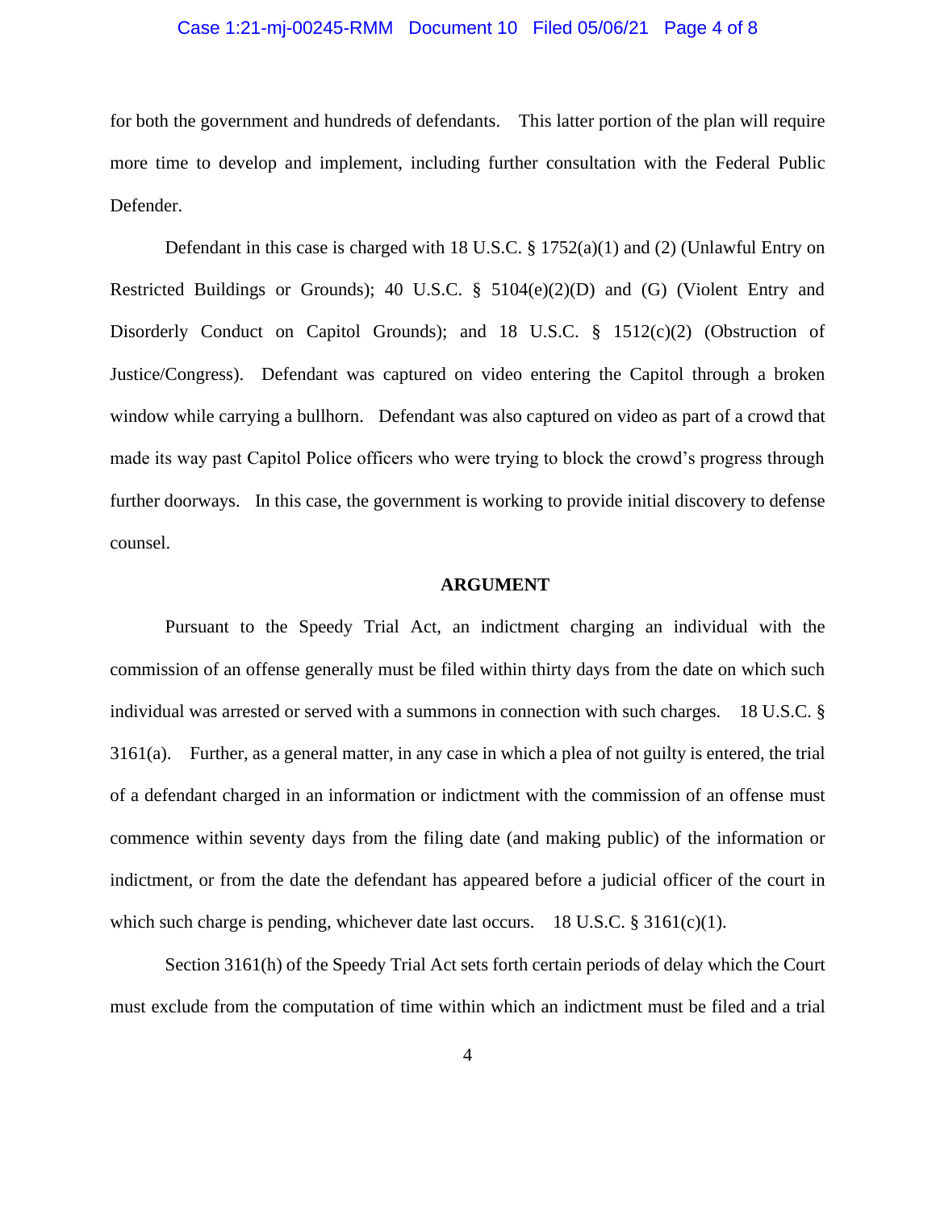for both the government and hundreds of defendants. This latter portion of the plan will require more time to develop and implement, including further consultation with the Federal Public Defender.

Defendant in this case is charged with 18 U.S.C. § 1752(a)(1) and (2) (Unlawful Entry on Restricted Buildings or Grounds); 40 U.S.C. § 5104(e)(2)(D) and (G) (Violent Entry and Disorderly Conduct on Capitol Grounds); and 18 U.S.C. § 1512(c)(2) (Obstruction of Justice/Congress). Defendant was captured on video entering the Capitol through a broken window while carrying a bullhorn. Defendant was also captured on video as part of a crowd that made its way past Capitol Police officers who were trying to block the crowd's progress through further doorways. In this case, the government is working to provide initial discovery to defense counsel.

**ARGUMENT**

Pursuant to the Speedy Trial Act, an indictment charging an individual with the commission of an offense generally must be filed within thirty days from the date on which such individual was arrested or served with a summons in connection with such charges. 18 U.S.C. § 3161(a). Further, as a general matter, in any case in which a plea of not guilty is entered, the trial of a defendant charged in an information or indictment with the commission of an offense must commence within seventy days from the filing date (and making public) of the information or indictment, or from the date the defendant has appeared before a judicial officer of the court in which such charge is pending, whichever date last occurs. 18 U.S.C. § 3161(c)(1).

Section 3161(h) of the Speedy Trial Act sets forth certain periods of delay which the Court must exclude from the computation of time within which an indictment must be filed and a trial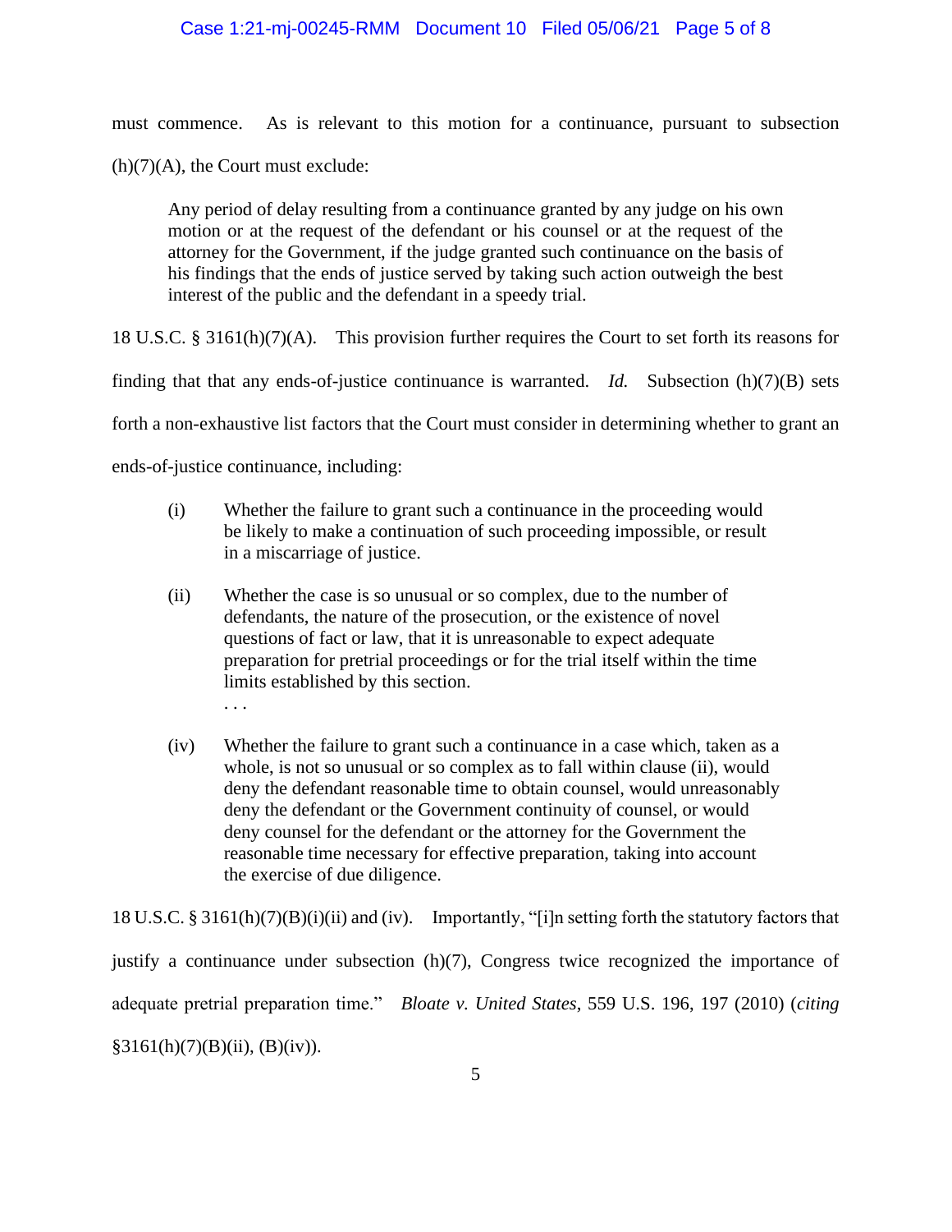must commence. As is relevant to this motion for a continuance, pursuant to subsection (h)(7)(A), the Court must exclude:

> Any period of delay resulting from a continuance granted by any judge on his own motion or at the request of the defendant or his counsel or at the request of the attorney for the Government, if the judge granted such continuance on the basis of his findings that the ends of justice served by taking such action outweigh the best interest of the public and the defendant in a speedy trial.

18 U.S.C. § 3161(h)(7)(A). This provision further requires the Court to set forth its reasons for finding that that any ends-of-justice continuance is warranted. *Id.* Subsection (h)(7)(B) sets forth a non-exhaustive list factors that the Court must consider in determining whether to grant an ends-of-justice continuance, including:

> (i) Whether the failure to grant such a continuance in the proceeding would be likely to make a continuation of such proceeding impossible, or result in a miscarriage of justice.
>
> (ii) Whether the case is so unusual or so complex, due to the number of defendants, the nature of the prosecution, or the existence of novel questions of fact or law, that it is unreasonable to expect adequate preparation for pretrial proceedings or for the trial itself within the time limits established by this section.
>
> . . .
>
> (iv) Whether the failure to grant such a continuance in a case which, taken as a whole, is not so unusual or so complex as to fall within clause (ii), would deny the defendant reasonable time to obtain counsel, would unreasonably deny the defendant or the Government continuity of counsel, or would deny counsel for the defendant or the attorney for the Government the reasonable time necessary for effective preparation, taking into account the exercise of due diligence.

18 U.S.C. § 3161(h)(7)(B)(i)(ii) and (iv). Importantly, "[i]n setting forth the statutory factors that justify a continuance under subsection (h)(7), Congress twice recognized the importance of adequate pretrial preparation time." *Bloate v. United States*, 559 U.S. 196, 197 (2010) (*citing* §3161(h)(7)(B)(ii), (B)(iv)).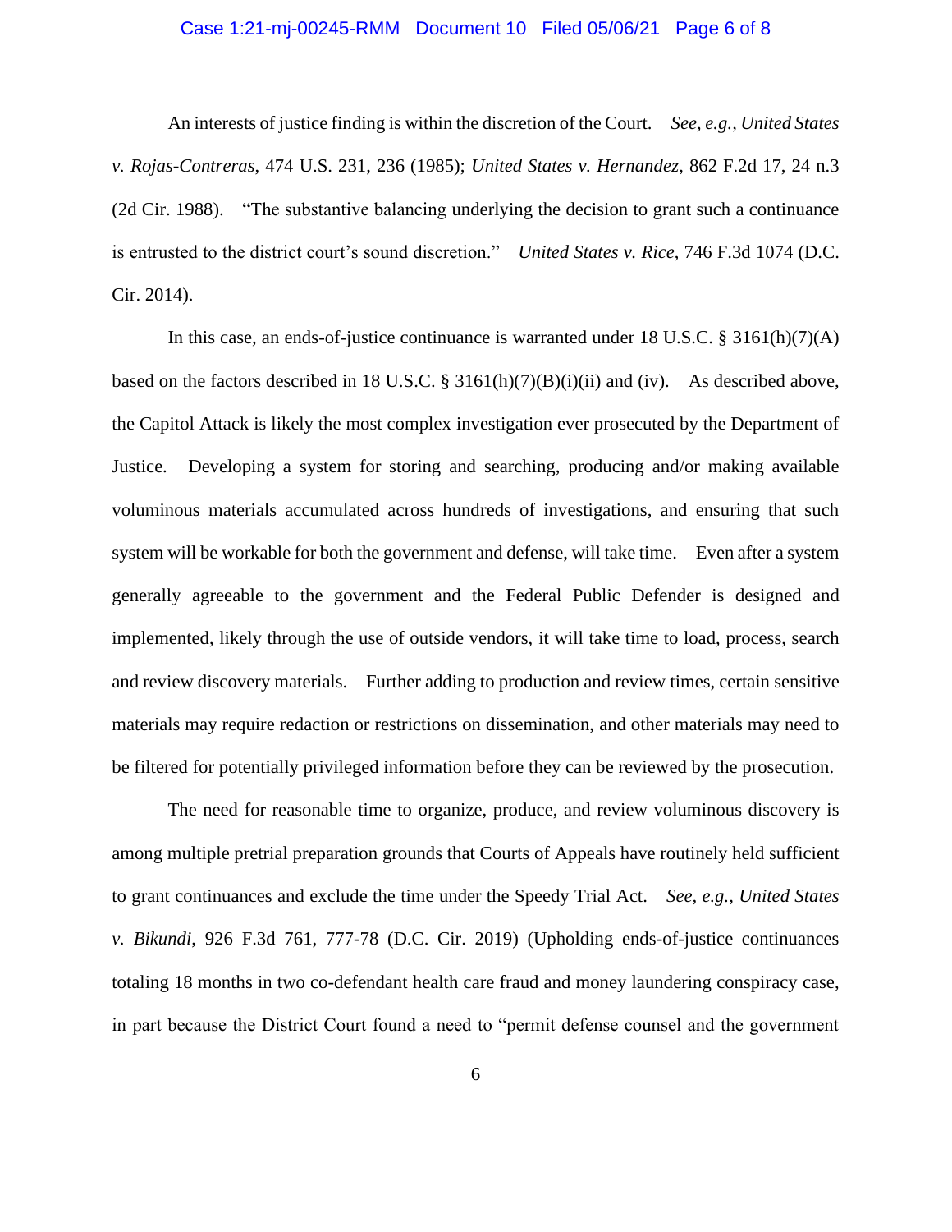An interests of justice finding is within the discretion of the Court. *See, e.g.*, *United States v. Rojas-Contreras*, 474 U.S. 231, 236 (1985); *United States v. Hernandez*, 862 F.2d 17, 24 n.3 (2d Cir. 1988). "The substantive balancing underlying the decision to grant such a continuance is entrusted to the district court's sound discretion." *United States v. Rice*, 746 F.3d 1074 (D.C. Cir. 2014).

In this case, an ends-of-justice continuance is warranted under 18 U.S.C. § 3161(h)(7)(A) based on the factors described in 18 U.S.C. § 3161(h)(7)(B)(i)(ii) and (iv). As described above, the Capitol Attack is likely the most complex investigation ever prosecuted by the Department of Justice. Developing a system for storing and searching, producing and/or making available voluminous materials accumulated across hundreds of investigations, and ensuring that such system will be workable for both the government and defense, will take time. Even after a system generally agreeable to the government and the Federal Public Defender is designed and implemented, likely through the use of outside vendors, it will take time to load, process, search and review discovery materials. Further adding to production and review times, certain sensitive materials may require redaction or restrictions on dissemination, and other materials may need to be filtered for potentially privileged information before they can be reviewed by the prosecution.

The need for reasonable time to organize, produce, and review voluminous discovery is among multiple pretrial preparation grounds that Courts of Appeals have routinely held sufficient to grant continuances and exclude the time under the Speedy Trial Act. *See, e.g.*, *United States v. Bikundi*, 926 F.3d 761, 777-78 (D.C. Cir. 2019) (Upholding ends-of-justice continuances totaling 18 months in two co-defendant health care fraud and money laundering conspiracy case, in part because the District Court found a need to "permit defense counsel and the government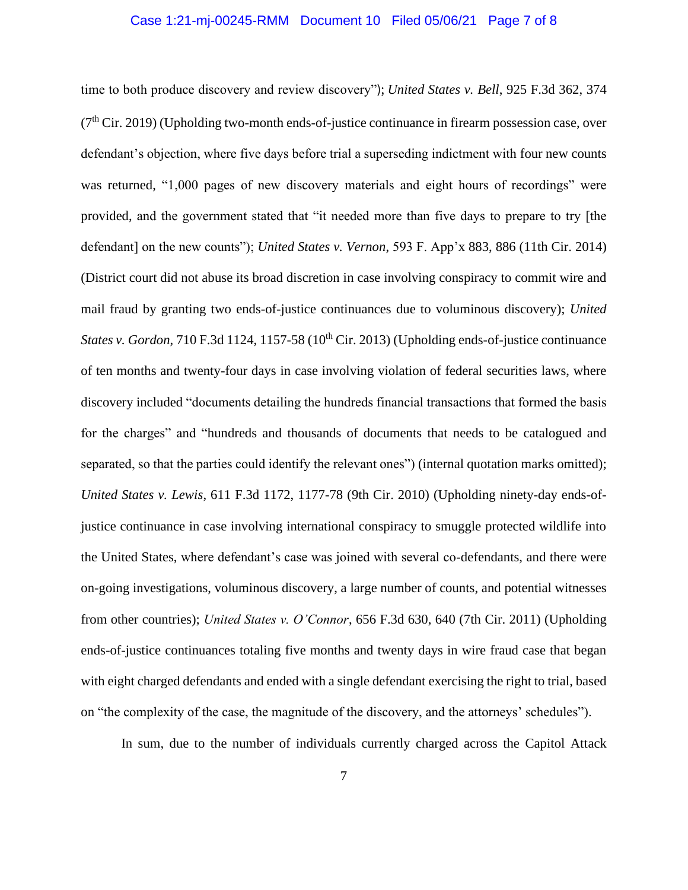time to both produce discovery and review discovery"); *United States v. Bell*, 925 F.3d 362, 374 (7th Cir. 2019) (Upholding two-month ends-of-justice continuance in firearm possession case, over defendant's objection, where five days before trial a superseding indictment with four new counts was returned, "1,000 pages of new discovery materials and eight hours of recordings" were provided, and the government stated that "it needed more than five days to prepare to try [the defendant] on the new counts"); *United States v. Vernon*, 593 F. App'x 883, 886 (11th Cir. 2014) (District court did not abuse its broad discretion in case involving conspiracy to commit wire and mail fraud by granting two ends-of-justice continuances due to voluminous discovery); *United States v. Gordon*, 710 F.3d 1124, 1157-58 (10th Cir. 2013) (Upholding ends-of-justice continuance of ten months and twenty-four days in case involving violation of federal securities laws, where discovery included "documents detailing the hundreds financial transactions that formed the basis for the charges" and "hundreds and thousands of documents that needs to be catalogued and separated, so that the parties could identify the relevant ones") (internal quotation marks omitted); *United States v. Lewis*, 611 F.3d 1172, 1177-78 (9th Cir. 2010) (Upholding ninety-day ends-of-justice continuance in case involving international conspiracy to smuggle protected wildlife into the United States, where defendant's case was joined with several co-defendants, and there were on-going investigations, voluminous discovery, a large number of counts, and potential witnesses from other countries); *United States v. O'Connor*, 656 F.3d 630, 640 (7th Cir. 2011) (Upholding ends-of-justice continuances totaling five months and twenty days in wire fraud case that began with eight charged defendants and ended with a single defendant exercising the right to trial, based on "the complexity of the case, the magnitude of the discovery, and the attorneys' schedules").

In sum, due to the number of individuals currently charged across the Capitol Attack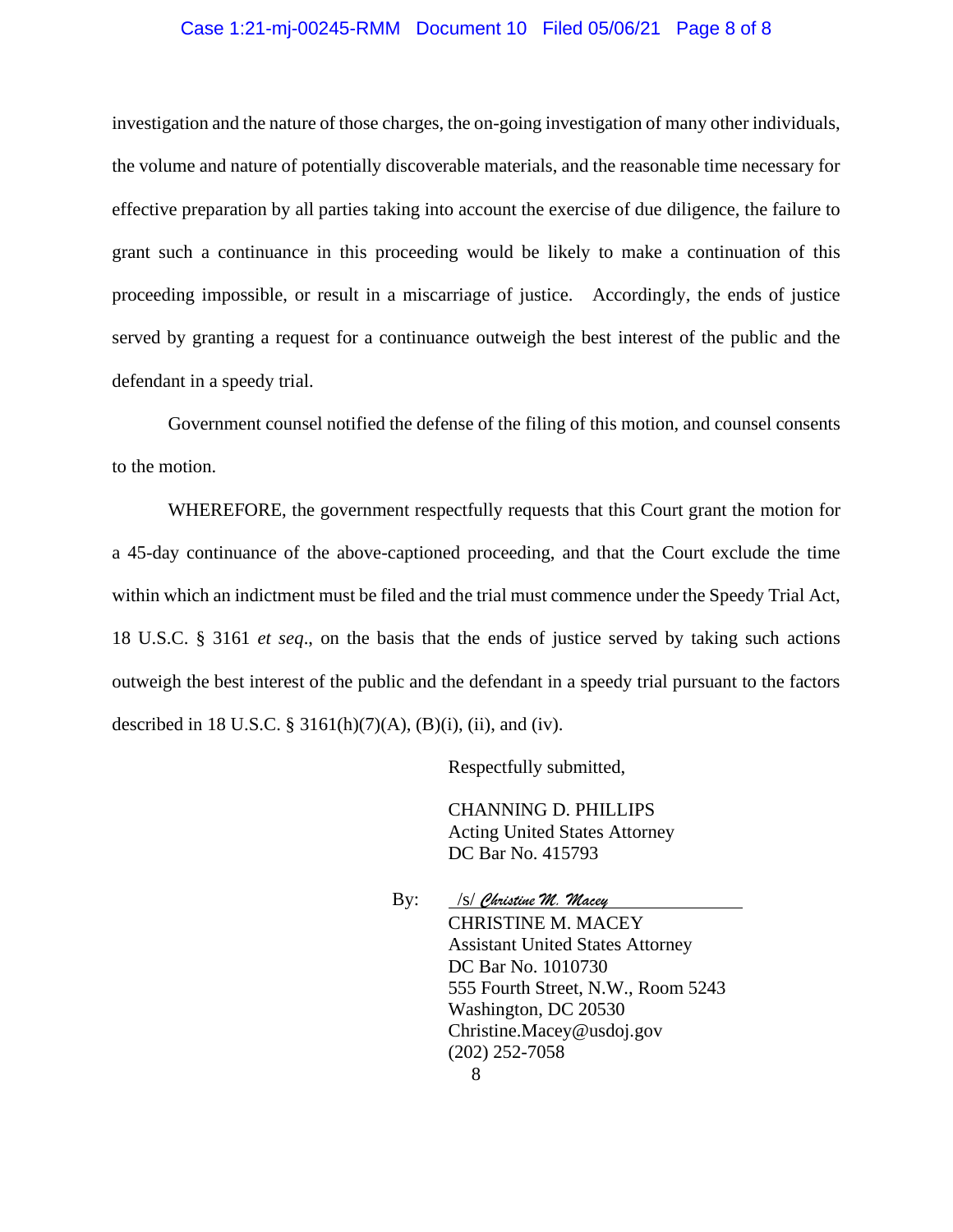investigation and the nature of those charges, the on-going investigation of many other individuals, the volume and nature of potentially discoverable materials, and the reasonable time necessary for effective preparation by all parties taking into account the exercise of due diligence, the failure to grant such a continuance in this proceeding would be likely to make a continuation of this proceeding impossible, or result in a miscarriage of justice. Accordingly, the ends of justice served by granting a request for a continuance outweigh the best interest of the public and the defendant in a speedy trial.

Government counsel notified the defense of the filing of this motion, and counsel consents to the motion.

WHEREFORE, the government respectfully requests that this Court grant the motion for a 45-day continuance of the above-captioned proceeding, and that the Court exclude the time within which an indictment must be filed and the trial must commence under the Speedy Trial Act, 18 U.S.C. § 3161 *et seq*., on the basis that the ends of justice served by taking such actions outweigh the best interest of the public and the defendant in a speedy trial pursuant to the factors described in 18 U.S.C. § 3161(h)(7)(A), (B)(i), (ii), and (iv).

Respectfully submitted,

CHANNING D. PHILLIPS
Acting United States Attorney
DC Bar No. 415793

By: /s/ *Christine M. Macey*
CHRISTINE M. MACEY
Assistant United States Attorney
DC Bar No. 1010730
555 Fourth Street, N.W., Room 5243
Washington, DC 20530
Christine.Macey@usdoj.gov
(202) 252-7058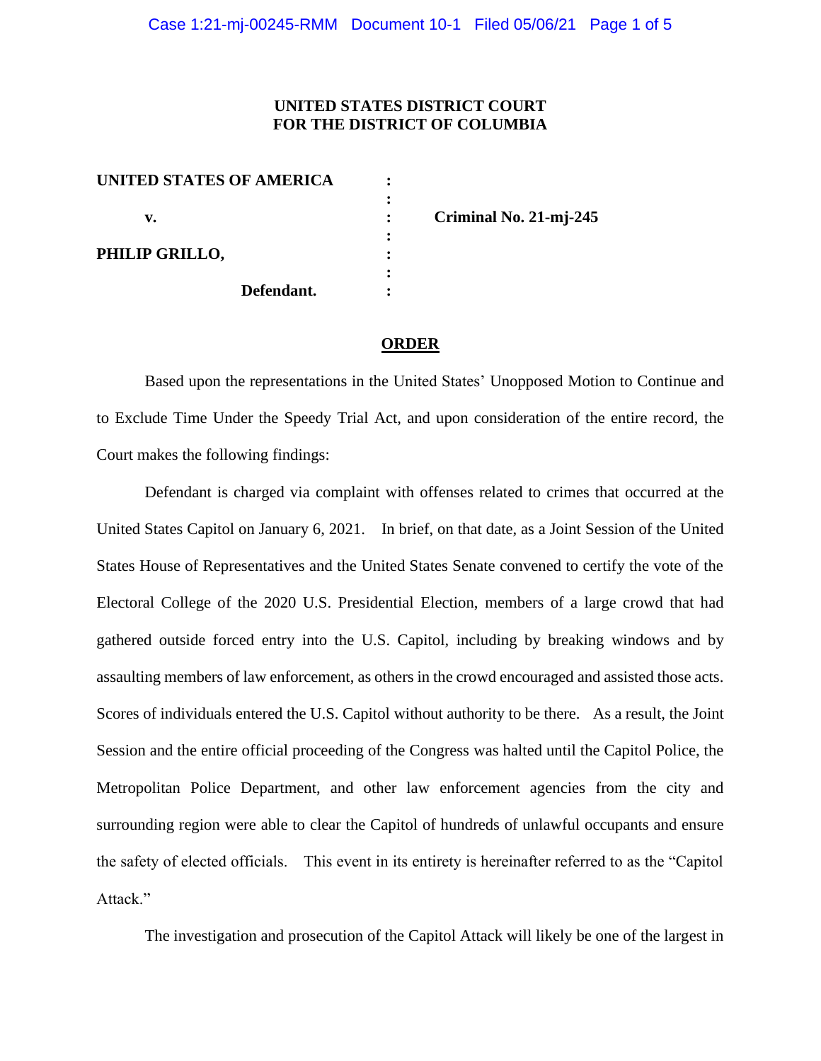**UNITED STATES DISTRICT COURT**
**FOR THE DISTRICT OF COLUMBIA**

| | | |
|---|---|---|
| **UNITED STATES OF AMERICA** | : | |
| | : | |
| **v.** | : | **Criminal No. 21-mj-245** |
| | : | |
| **PHILIP GRILLO,** | : | |
| | : | |
| **Defendant.** | : | |

## ORDER

Based upon the representations in the United States' Unopposed Motion to Continue and to Exclude Time Under the Speedy Trial Act, and upon consideration of the entire record, the Court makes the following findings:

Defendant is charged via complaint with offenses related to crimes that occurred at the United States Capitol on January 6, 2021. In brief, on that date, as a Joint Session of the United States House of Representatives and the United States Senate convened to certify the vote of the Electoral College of the 2020 U.S. Presidential Election, members of a large crowd that had gathered outside forced entry into the U.S. Capitol, including by breaking windows and by assaulting members of law enforcement, as others in the crowd encouraged and assisted those acts. Scores of individuals entered the U.S. Capitol without authority to be there. As a result, the Joint Session and the entire official proceeding of the Congress was halted until the Capitol Police, the Metropolitan Police Department, and other law enforcement agencies from the city and surrounding region were able to clear the Capitol of hundreds of unlawful occupants and ensure the safety of elected officials. This event in its entirety is hereinafter referred to as the "Capitol Attack."

The investigation and prosecution of the Capitol Attack will likely be one of the largest in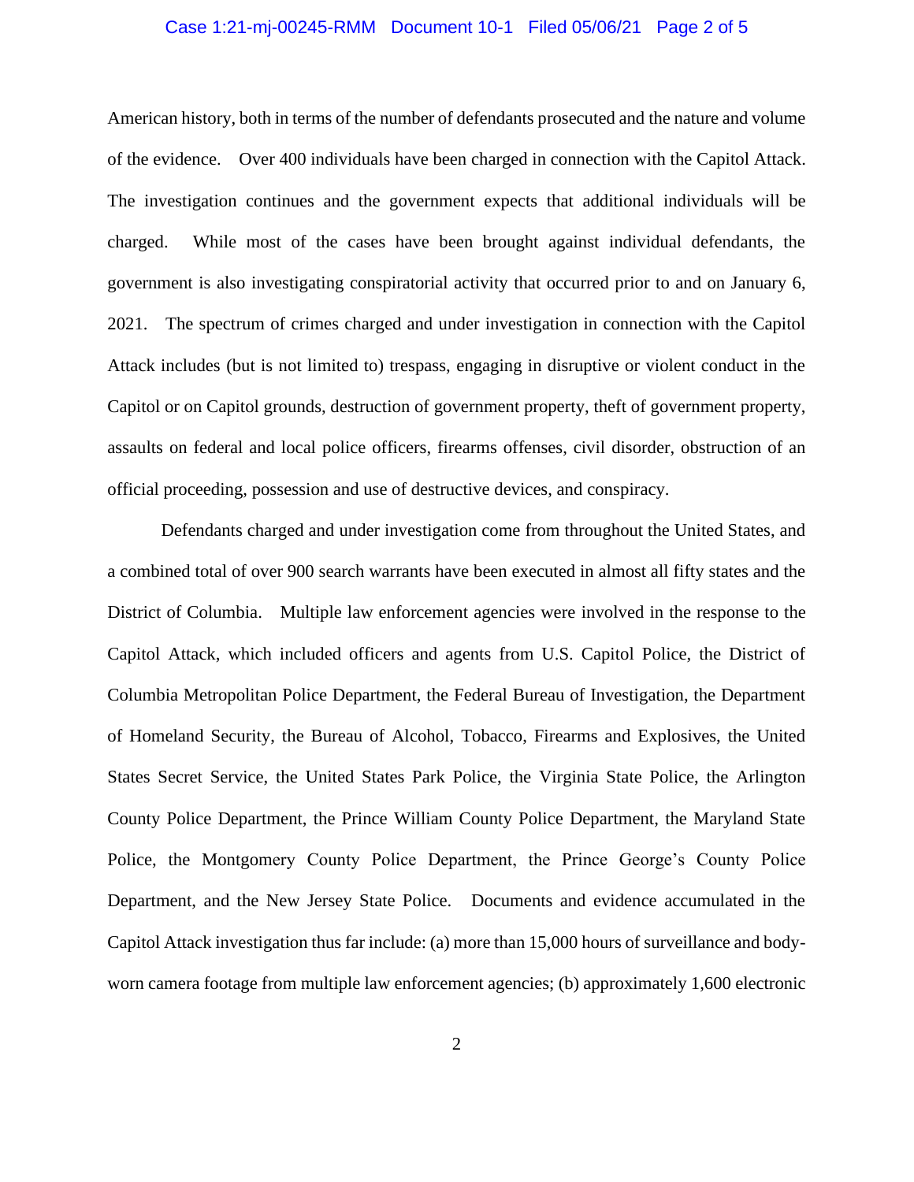American history, both in terms of the number of defendants prosecuted and the nature and volume of the evidence. Over 400 individuals have been charged in connection with the Capitol Attack. The investigation continues and the government expects that additional individuals will be charged. While most of the cases have been brought against individual defendants, the government is also investigating conspiratorial activity that occurred prior to and on January 6, 2021. The spectrum of crimes charged and under investigation in connection with the Capitol Attack includes (but is not limited to) trespass, engaging in disruptive or violent conduct in the Capitol or on Capitol grounds, destruction of government property, theft of government property, assaults on federal and local police officers, firearms offenses, civil disorder, obstruction of an official proceeding, possession and use of destructive devices, and conspiracy.

Defendants charged and under investigation come from throughout the United States, and a combined total of over 900 search warrants have been executed in almost all fifty states and the District of Columbia. Multiple law enforcement agencies were involved in the response to the Capitol Attack, which included officers and agents from U.S. Capitol Police, the District of Columbia Metropolitan Police Department, the Federal Bureau of Investigation, the Department of Homeland Security, the Bureau of Alcohol, Tobacco, Firearms and Explosives, the United States Secret Service, the United States Park Police, the Virginia State Police, the Arlington County Police Department, the Prince William County Police Department, the Maryland State Police, the Montgomery County Police Department, the Prince George's County Police Department, and the New Jersey State Police. Documents and evidence accumulated in the Capitol Attack investigation thus far include: (a) more than 15,000 hours of surveillance and body-worn camera footage from multiple law enforcement agencies; (b) approximately 1,600 electronic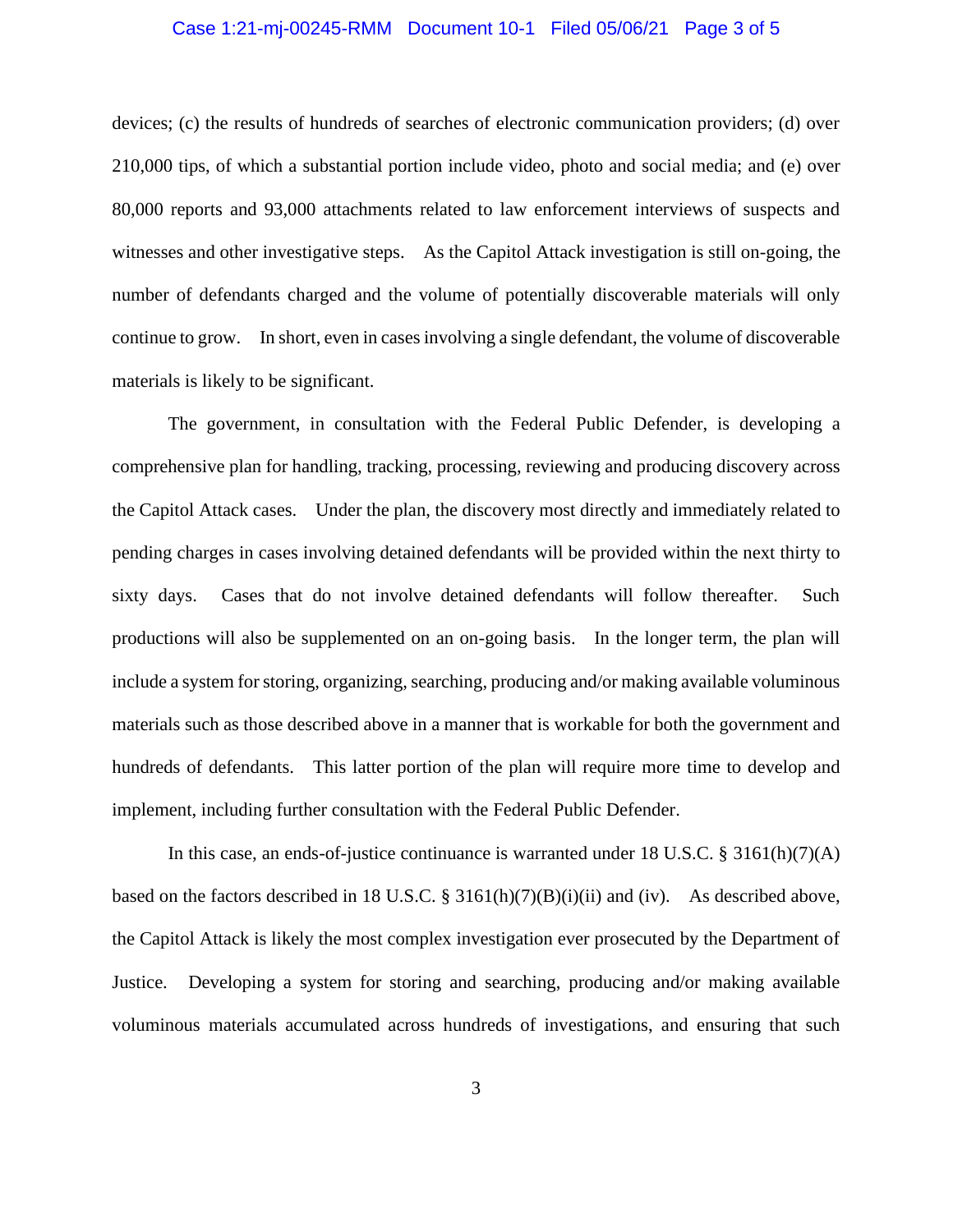devices; (c) the results of hundreds of searches of electronic communication providers; (d) over 210,000 tips, of which a substantial portion include video, photo and social media; and (e) over 80,000 reports and 93,000 attachments related to law enforcement interviews of suspects and witnesses and other investigative steps. As the Capitol Attack investigation is still on-going, the number of defendants charged and the volume of potentially discoverable materials will only continue to grow. In short, even in cases involving a single defendant, the volume of discoverable materials is likely to be significant.

The government, in consultation with the Federal Public Defender, is developing a comprehensive plan for handling, tracking, processing, reviewing and producing discovery across the Capitol Attack cases. Under the plan, the discovery most directly and immediately related to pending charges in cases involving detained defendants will be provided within the next thirty to sixty days. Cases that do not involve detained defendants will follow thereafter. Such productions will also be supplemented on an on-going basis. In the longer term, the plan will include a system for storing, organizing, searching, producing and/or making available voluminous materials such as those described above in a manner that is workable for both the government and hundreds of defendants. This latter portion of the plan will require more time to develop and implement, including further consultation with the Federal Public Defender.

In this case, an ends-of-justice continuance is warranted under 18 U.S.C. § 3161(h)(7)(A) based on the factors described in 18 U.S.C. § 3161(h)(7)(B)(i)(ii) and (iv). As described above, the Capitol Attack is likely the most complex investigation ever prosecuted by the Department of Justice. Developing a system for storing and searching, producing and/or making available voluminous materials accumulated across hundreds of investigations, and ensuring that such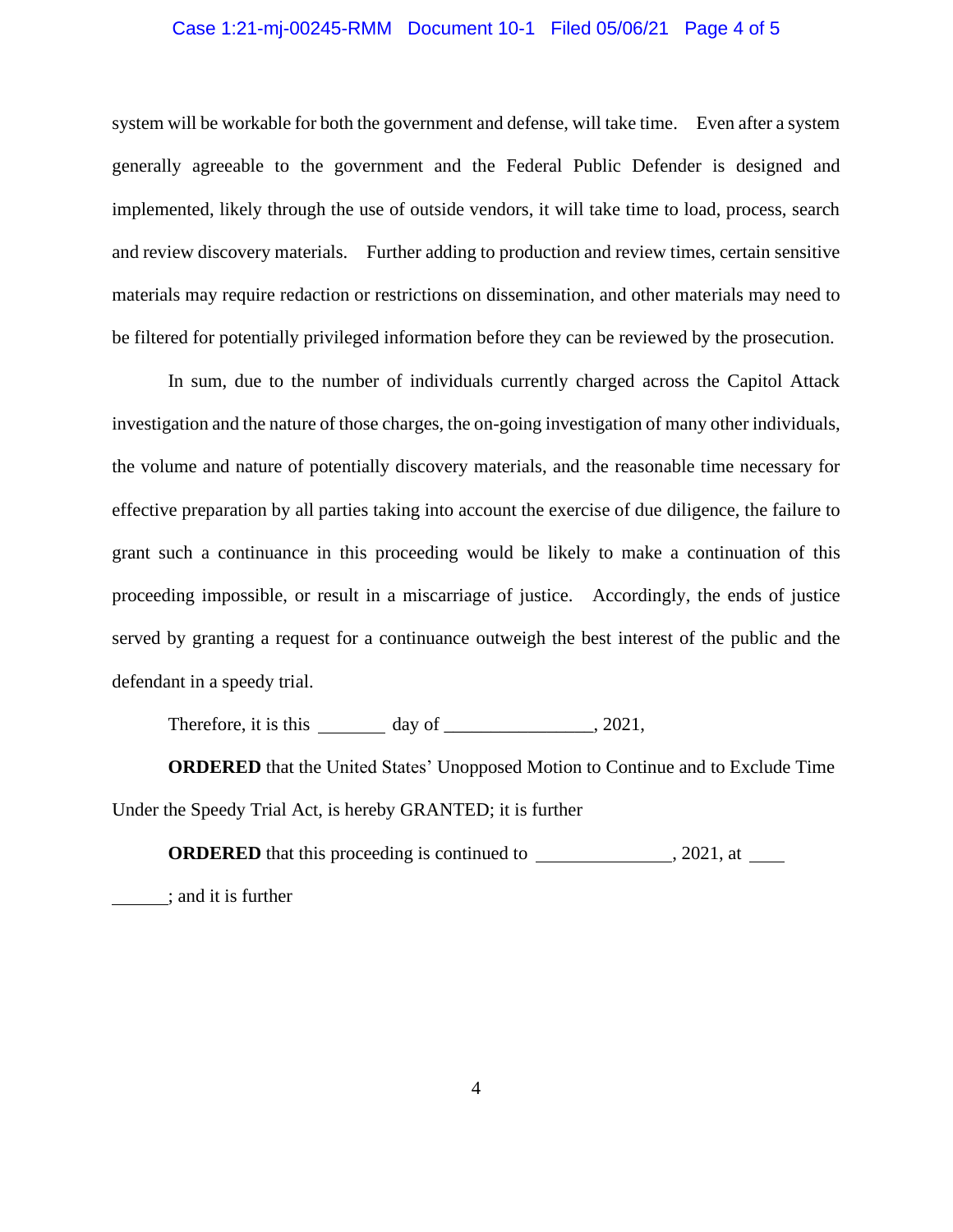system will be workable for both the government and defense, will take time. Even after a system generally agreeable to the government and the Federal Public Defender is designed and implemented, likely through the use of outside vendors, it will take time to load, process, search and review discovery materials. Further adding to production and review times, certain sensitive materials may require redaction or restrictions on dissemination, and other materials may need to be filtered for potentially privileged information before they can be reviewed by the prosecution.

In sum, due to the number of individuals currently charged across the Capitol Attack investigation and the nature of those charges, the on-going investigation of many other individuals, the volume and nature of potentially discovery materials, and the reasonable time necessary for effective preparation by all parties taking into account the exercise of due diligence, the failure to grant such a continuance in this proceeding would be likely to make a continuation of this proceeding impossible, or result in a miscarriage of justice. Accordingly, the ends of justice served by granting a request for a continuance outweigh the best interest of the public and the defendant in a speedy trial.

Therefore, it is this _______ day of ________________, 2021,

**ORDERED** that the United States' Unopposed Motion to Continue and to Exclude Time Under the Speedy Trial Act, is hereby GRANTED; it is further

**ORDERED** that this proceeding is continued to ______________, 2021, at ____ ______; and it is further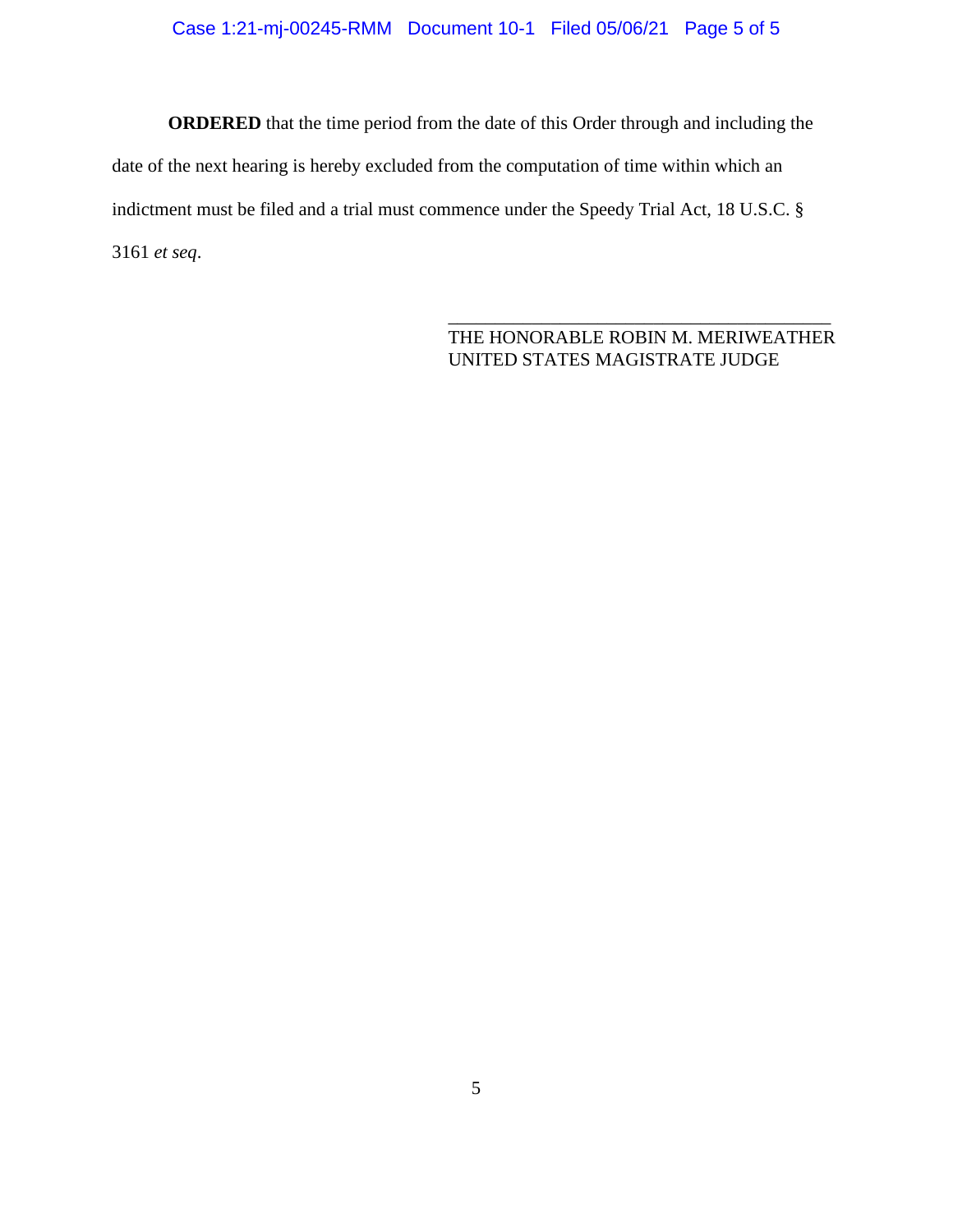**ORDERED** that the time period from the date of this Order through and including the date of the next hearing is hereby excluded from the computation of time within which an indictment must be filed and a trial must commence under the Speedy Trial Act, 18 U.S.C. § 3161 *et seq*.

\_\_\_\_\_\_\_\_\_\_\_\_\_\_\_\_\_\_\_\_\_\_\_\_\_\_\_\_\_\_\_\_\_\_\_\_\_\_\_\_

THE HONORABLE ROBIN M. MERIWEATHER
UNITED STATES MAGISTRATE JUDGE